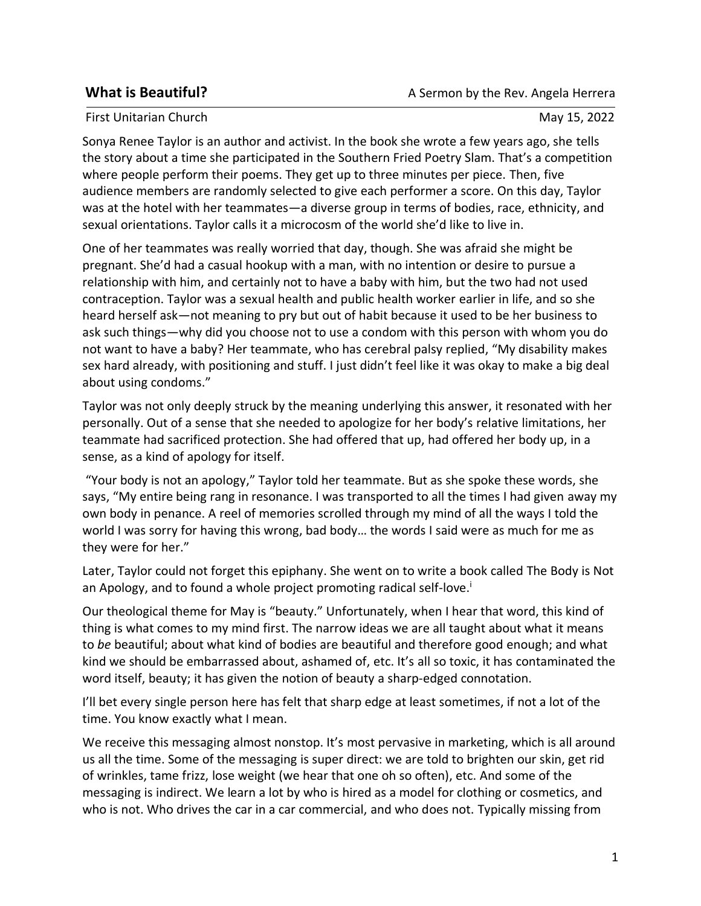**What is Beautiful?** A Sermon by the Rev. Angela Herrera

First Unitarian Church May 15, 2022

Sonya Renee Taylor is an author and activist. In the book she wrote a few years ago, she tells the story about a time she participated in the Southern Fried Poetry Slam. That's a competition where people perform their poems. They get up to three minutes per piece. Then, five audience members are randomly selected to give each performer a score. On this day, Taylor was at the hotel with her teammates—a diverse group in terms of bodies, race, ethnicity, and sexual orientations. Taylor calls it a microcosm of the world she'd like to live in.

One of her teammates was really worried that day, though. She was afraid she might be pregnant. She'd had a casual hookup with a man, with no intention or desire to pursue a relationship with him, and certainly not to have a baby with him, but the two had not used contraception. Taylor was a sexual health and public health worker earlier in life, and so she heard herself ask—not meaning to pry but out of habit because it used to be her business to ask such things—why did you choose not to use a condom with this person with whom you do not want to have a baby? Her teammate, who has cerebral palsy replied, "My disability makes sex hard already, with positioning and stuff. I just didn't feel like it was okay to make a big deal about using condoms."

Taylor was not only deeply struck by the meaning underlying this answer, it resonated with her personally. Out of a sense that she needed to apologize for her body's relative limitations, her teammate had sacrificed protection. She had offered that up, had offered her body up, in a sense, as a kind of apology for itself.

"Your body is not an apology," Taylor told her teammate. But as she spoke these words, she says, "My entire being rang in resonance. I was transported to all the times I had given away my own body in penance. A reel of memories scrolled through my mind of all the ways I told the world I was sorry for having this wrong, bad body… the words I said were as much for me as they were for her."

Later, Taylor could not forget this epiphany. She went on to write a book called The Body is Not an Apology, and to found a whole project promoting radical self-love.[i]

Our theological theme for May is "beauty." Unfortunately, when I hear that word, this kind of thing is what comes to my mind first. The narrow ideas we are all taught about what it means to *be* beautiful; about what kind of bodies are beautiful and therefore good enough; and what kind we should be embarrassed about, ashamed of, etc. It's all so toxic, it has contaminated the word itself, beauty; it has given the notion of beauty a sharp-edged connotation.

I'll bet every single person here has felt that sharp edge at least sometimes, if not a lot of the time. You know exactly what I mean.

We receive this messaging almost nonstop. It's most pervasive in marketing, which is all around us all the time. Some of the messaging is super direct: we are told to brighten our skin, get rid of wrinkles, tame frizz, lose weight (we hear that one oh so often), etc. And some of the messaging is indirect. We learn a lot by who is hired as a model for clothing or cosmetics, and who is not. Who drives the car in a car commercial, and who does not. Typically missing from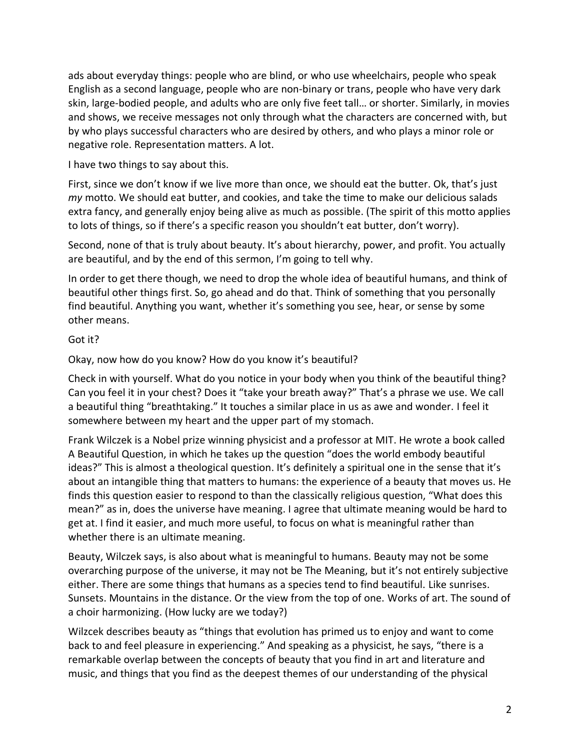ads about everyday things: people who are blind, or who use wheelchairs, people who speak English as a second language, people who are non-binary or trans, people who have very dark skin, large-bodied people, and adults who are only five feet tall… or shorter. Similarly, in movies and shows, we receive messages not only through what the characters are concerned with, but by who plays successful characters who are desired by others, and who plays a minor role or negative role. Representation matters. A lot.

I have two things to say about this.

First, since we don't know if we live more than once, we should eat the butter. Ok, that's just *my* motto. We should eat butter, and cookies, and take the time to make our delicious salads extra fancy, and generally enjoy being alive as much as possible. (The spirit of this motto applies to lots of things, so if there's a specific reason you shouldn't eat butter, don't worry).

Second, none of that is truly about beauty. It's about hierarchy, power, and profit. You actually are beautiful, and by the end of this sermon, I'm going to tell why.

In order to get there though, we need to drop the whole idea of beautiful humans, and think of beautiful other things first. So, go ahead and do that. Think of something that you personally find beautiful. Anything you want, whether it's something you see, hear, or sense by some other means.

Got it?

Okay, now how do you know? How do you know it's beautiful?

Check in with yourself. What do you notice in your body when you think of the beautiful thing? Can you feel it in your chest? Does it "take your breath away?" That's a phrase we use. We call a beautiful thing "breathtaking." It touches a similar place in us as awe and wonder. I feel it somewhere between my heart and the upper part of my stomach.

Frank Wilczek is a Nobel prize winning physicist and a professor at MIT. He wrote a book called A Beautiful Question, in which he takes up the question "does the world embody beautiful ideas?" This is almost a theological question. It's definitely a spiritual one in the sense that it's about an intangible thing that matters to humans: the experience of a beauty that moves us. He finds this question easier to respond to than the classically religious question, "What does this mean?" as in, does the universe have meaning. I agree that ultimate meaning would be hard to get at. I find it easier, and much more useful, to focus on what is meaningful rather than whether there is an ultimate meaning.

Beauty, Wilczek says, is also about what is meaningful to humans. Beauty may not be some overarching purpose of the universe, it may not be The Meaning, but it's not entirely subjective either. There are some things that humans as a species tend to find beautiful. Like sunrises. Sunsets. Mountains in the distance. Or the view from the top of one. Works of art. The sound of a choir harmonizing. (How lucky are we today?)

Wilzcek describes beauty as "things that evolution has primed us to enjoy and want to come back to and feel pleasure in experiencing." And speaking as a physicist, he says, "there is a remarkable overlap between the concepts of beauty that you find in art and literature and music, and things that you find as the deepest themes of our understanding of the physical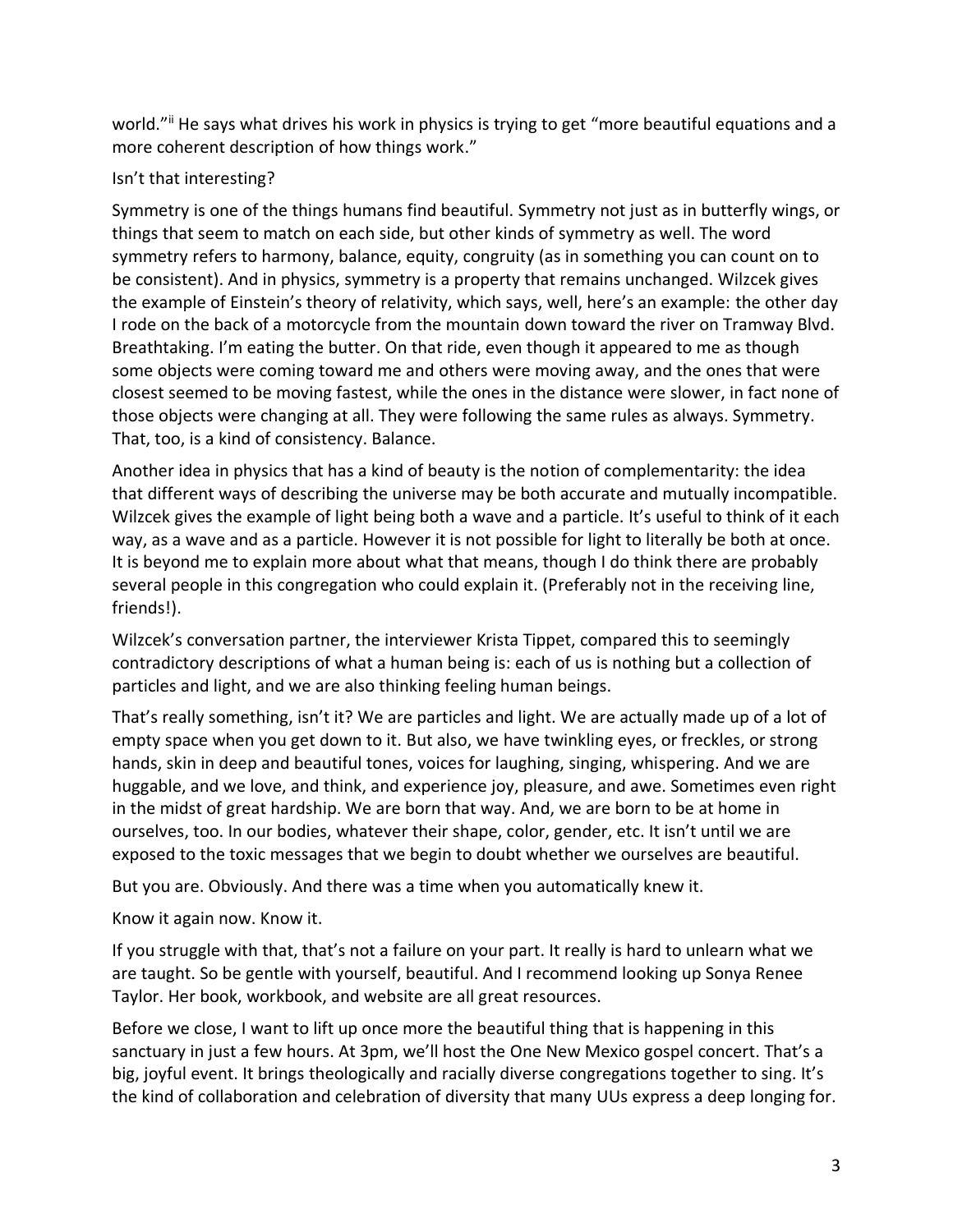world."[ii] He says what drives his work in physics is trying to get "more beautiful equations and a more coherent description of how things work."

Isn't that interesting?

Symmetry is one of the things humans find beautiful. Symmetry not just as in butterfly wings, or things that seem to match on each side, but other kinds of symmetry as well. The word symmetry refers to harmony, balance, equity, congruity (as in something you can count on to be consistent). And in physics, symmetry is a property that remains unchanged. Wilzcek gives the example of Einstein's theory of relativity, which says, well, here's an example: the other day I rode on the back of a motorcycle from the mountain down toward the river on Tramway Blvd. Breathtaking. I'm eating the butter. On that ride, even though it appeared to me as though some objects were coming toward me and others were moving away, and the ones that were closest seemed to be moving fastest, while the ones in the distance were slower, in fact none of those objects were changing at all. They were following the same rules as always. Symmetry. That, too, is a kind of consistency. Balance.

Another idea in physics that has a kind of beauty is the notion of complementarity: the idea that different ways of describing the universe may be both accurate and mutually incompatible. Wilzcek gives the example of light being both a wave and a particle. It's useful to think of it each way, as a wave and as a particle. However it is not possible for light to literally be both at once. It is beyond me to explain more about what that means, though I do think there are probably several people in this congregation who could explain it. (Preferably not in the receiving line, friends!).

Wilzcek's conversation partner, the interviewer Krista Tippet, compared this to seemingly contradictory descriptions of what a human being is: each of us is nothing but a collection of particles and light, and we are also thinking feeling human beings.

That's really something, isn't it? We are particles and light. We are actually made up of a lot of empty space when you get down to it. But also, we have twinkling eyes, or freckles, or strong hands, skin in deep and beautiful tones, voices for laughing, singing, whispering. And we are huggable, and we love, and think, and experience joy, pleasure, and awe. Sometimes even right in the midst of great hardship. We are born that way. And, we are born to be at home in ourselves, too. In our bodies, whatever their shape, color, gender, etc. It isn't until we are exposed to the toxic messages that we begin to doubt whether we ourselves are beautiful.

But you are. Obviously. And there was a time when you automatically knew it.

Know it again now. Know it.

If you struggle with that, that's not a failure on your part. It really is hard to unlearn what we are taught. So be gentle with yourself, beautiful. And I recommend looking up Sonya Renee Taylor. Her book, workbook, and website are all great resources.

Before we close, I want to lift up once more the beautiful thing that is happening in this sanctuary in just a few hours. At 3pm, we'll host the One New Mexico gospel concert. That's a big, joyful event. It brings theologically and racially diverse congregations together to sing. It's the kind of collaboration and celebration of diversity that many UUs express a deep longing for.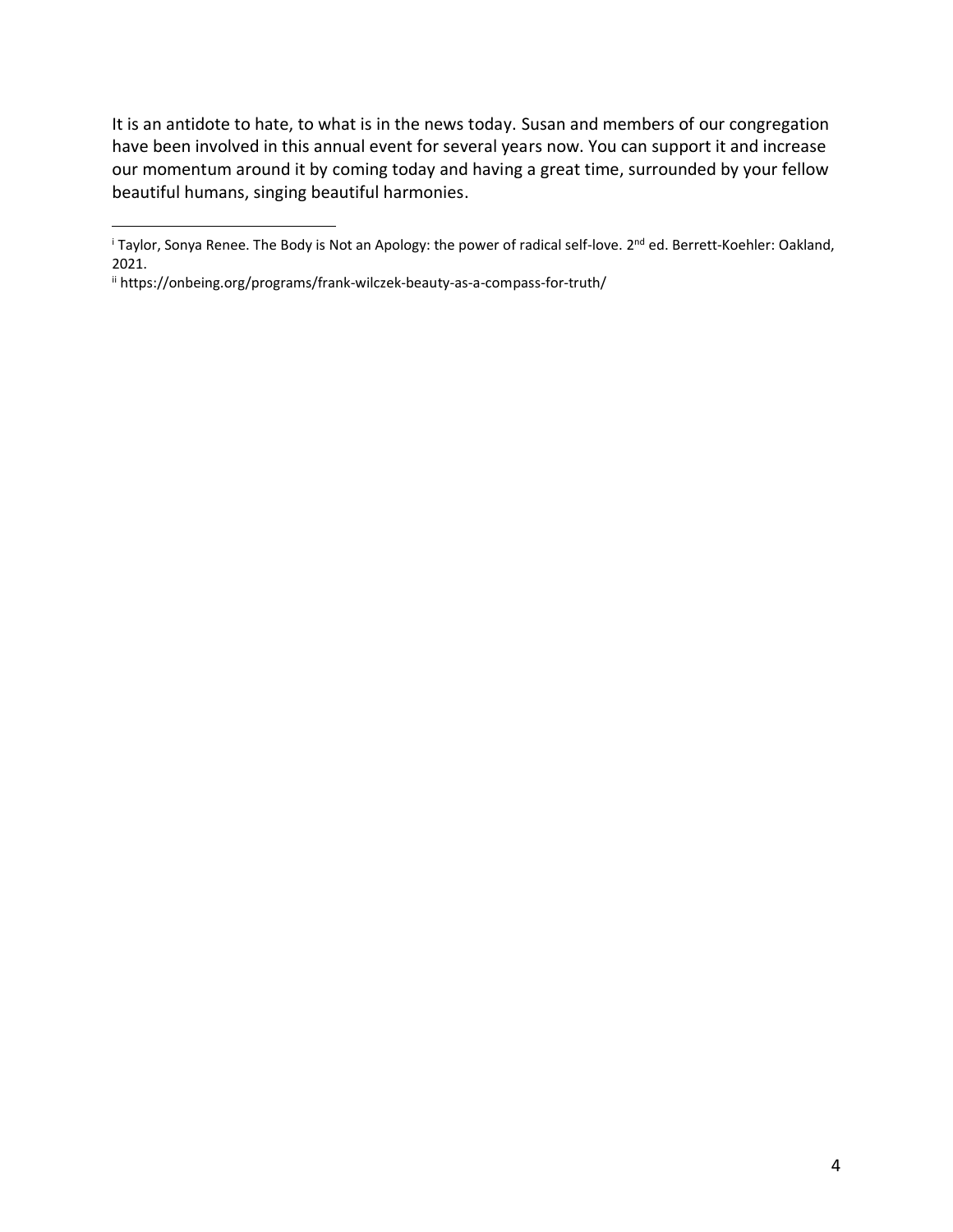It is an antidote to hate, to what is in the news today. Susan and members of our congregation have been involved in this annual event for several years now. You can support it and increase our momentum around it by coming today and having a great time, surrounded by your fellow beautiful humans, singing beautiful harmonies.

---

[i] Taylor, Sonya Renee. The Body is Not an Apology: the power of radical self-love. 2nd ed. Berrett-Koehler: Oakland, 2021.

[ii] https://onbeing.org/programs/frank-wilczek-beauty-as-a-compass-for-truth/